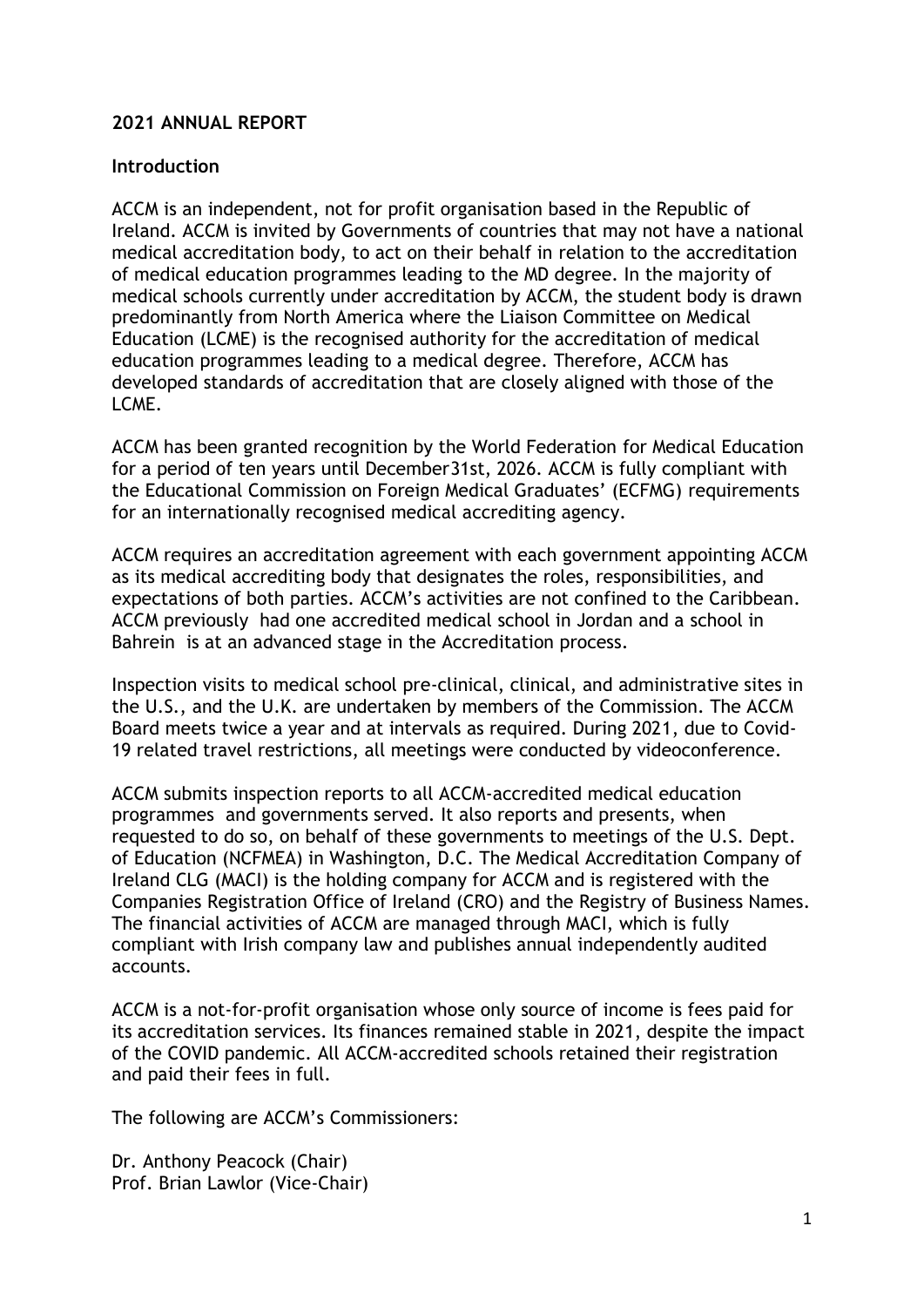## 2021 ANNUAL REPORT

### Introduction

ACCM is an independent, not for profit organisation based in the Republic of Ireland. ACCM is invited by Governments of countries that may not have a national medical accreditation body, to act on their behalf in relation to the accreditation of medical education programmes leading to the MD degree. In the majority of medical schools currently under accreditation by ACCM, the student body is drawn predominantly from North America where the Liaison Committee on Medical Education (LCME) is the recognised authority for the accreditation of medical education programmes leading to a medical degree. Therefore, ACCM has developed standards of accreditation that are closely aligned with those of the LCME.

ACCM has been granted recognition by the World Federation for Medical Education for a period of ten years until December31st, 2026. ACCM is fully compliant with the Educational Commission on Foreign Medical Graduates' (ECFMG) requirements for an internationally recognised medical accrediting agency.

ACCM requires an accreditation agreement with each government appointing ACCM as its medical accrediting body that designates the roles, responsibilities, and expectations of both parties. ACCM's activities are not confined to the Caribbean. ACCM previously had one accredited medical school in Jordan and a school in Bahrein is at an advanced stage in the Accreditation process.

Inspection visits to medical school pre-clinical, clinical, and administrative sites in the U.S., and the U.K. are undertaken by members of the Commission. The ACCM Board meets twice a year and at intervals as required. During 2021, due to Covid-19 related travel restrictions, all meetings were conducted by videoconference.

ACCM submits inspection reports to all ACCM-accredited medical education programmes and governments served. It also reports and presents, when requested to do so, on behalf of these governments to meetings of the U.S. Dept. of Education (NCFMEA) in Washington, D.C. The Medical Accreditation Company of Ireland CLG (MACI) is the holding company for ACCM and is registered with the Companies Registration Office of Ireland (CRO) and the Registry of Business Names. The financial activities of ACCM are managed through MACI, which is fully compliant with Irish company law and publishes annual independently audited accounts.

ACCM is a not-for-profit organisation whose only source of income is fees paid for its accreditation services. Its finances remained stable in 2021, despite the impact of the COVID pandemic. All ACCM-accredited schools retained their registration and paid their fees in full.

The following are ACCM's Commissioners:

Dr. Anthony Peacock (Chair)
Prof. Brian Lawlor (Vice-Chair)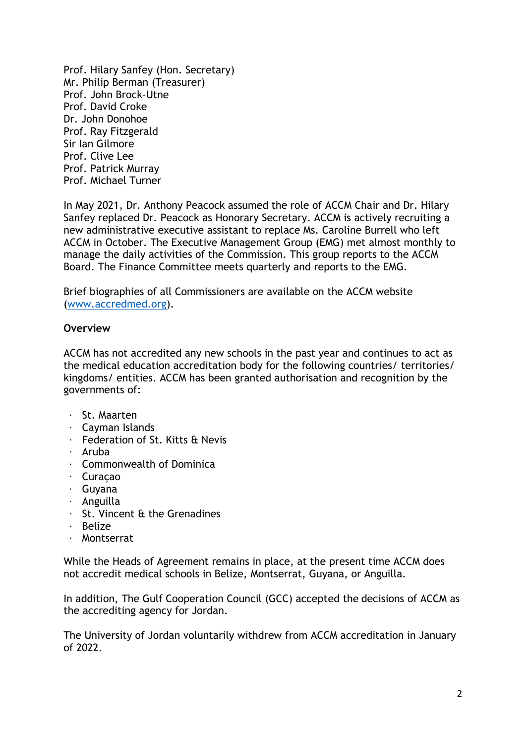Prof. Hilary Sanfey (Hon. Secretary)
Mr. Philip Berman (Treasurer)
Prof. John Brock-Utne
Prof. David Croke
Dr. John Donohoe
Prof. Ray Fitzgerald
Sir Ian Gilmore
Prof. Clive Lee
Prof. Patrick Murray
Prof. Michael Turner

In May 2021, Dr. Anthony Peacock assumed the role of ACCM Chair and Dr. Hilary Sanfey replaced Dr. Peacock as Honorary Secretary. ACCM is actively recruiting a new administrative executive assistant to replace Ms. Caroline Burrell who left ACCM in October. The Executive Management Group (EMG) met almost monthly to manage the daily activities of the Commission. This group reports to the ACCM Board. The Finance Committee meets quarterly and reports to the EMG.

Brief biographies of all Commissioners are available on the ACCM website (www.accredmed.org).

**Overview**

ACCM has not accredited any new schools in the past year and continues to act as the medical education accreditation body for the following countries/ territories/ kingdoms/ entities. ACCM has been granted authorisation and recognition by the governments of:

- St. Maarten
- Cayman Islands
- Federation of St. Kitts & Nevis
- Aruba
- Commonwealth of Dominica
- Curaçao
- Guyana
- Anguilla
- St. Vincent & the Grenadines
- Belize
- Montserrat

While the Heads of Agreement remains in place, at the present time ACCM does not accredit medical schools in Belize, Montserrat, Guyana, or Anguilla.

In addition, The Gulf Cooperation Council (GCC) accepted the decisions of ACCM as the accrediting agency for Jordan.

The University of Jordan voluntarily withdrew from ACCM accreditation in January of 2022.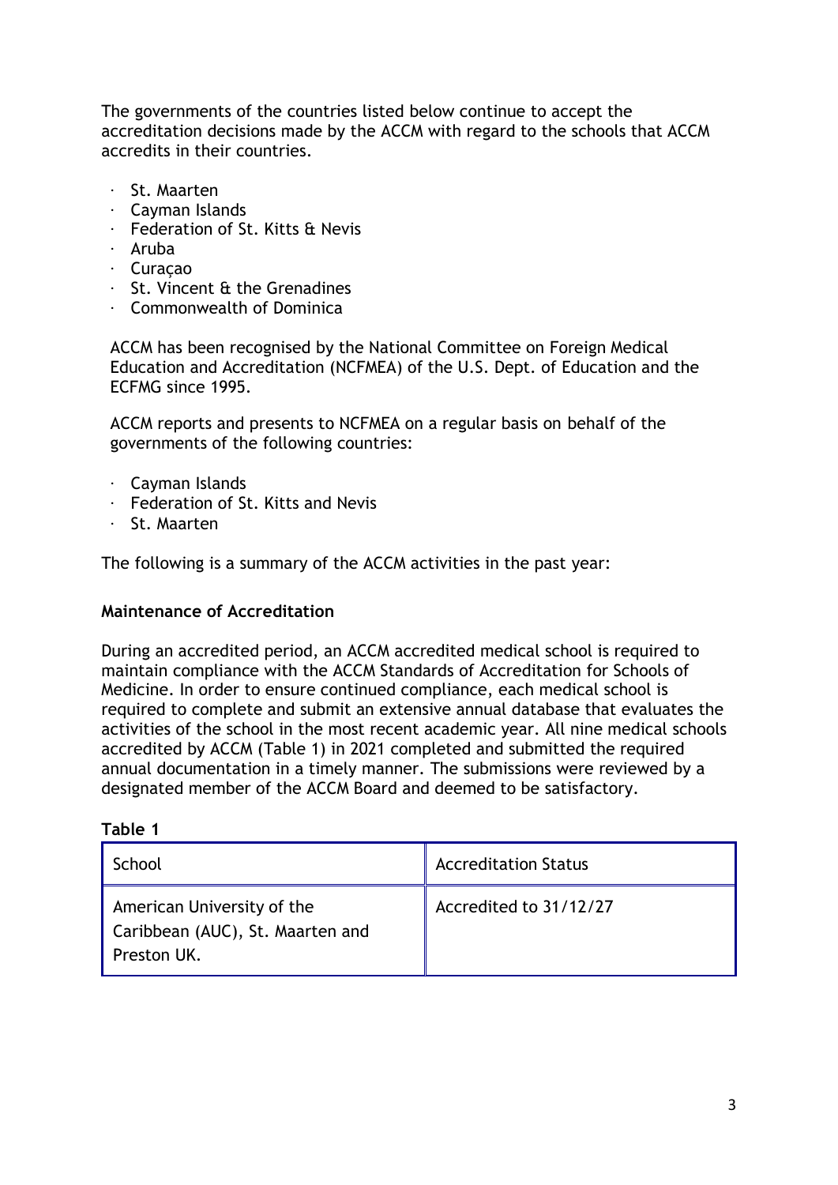The governments of the countries listed below continue to accept the accreditation decisions made by the ACCM with regard to the schools that ACCM accredits in their countries.

- St. Maarten
- Cayman Islands
- Federation of St. Kitts & Nevis
- Aruba
- Curaçao
- St. Vincent & the Grenadines
- Commonwealth of Dominica

ACCM has been recognised by the National Committee on Foreign Medical Education and Accreditation (NCFMEA) of the U.S. Dept. of Education and the ECFMG since 1995.

ACCM reports and presents to NCFMEA on a regular basis on behalf of the governments of the following countries:

- Cayman Islands
- Federation of St. Kitts and Nevis
- St. Maarten

The following is a summary of the ACCM activities in the past year:

**Maintenance of Accreditation**

During an accredited period, an ACCM accredited medical school is required to maintain compliance with the ACCM Standards of Accreditation for Schools of Medicine. In order to ensure continued compliance, each medical school is required to complete and submit an extensive annual database that evaluates the activities of the school in the most recent academic year. All nine medical schools accredited by ACCM (Table 1) in 2021 completed and submitted the required annual documentation in a timely manner. The submissions were reviewed by a designated member of the ACCM Board and deemed to be satisfactory.

**Table 1**

| School | Accreditation Status |
|---|---|
| American University of the Caribbean (AUC), St. Maarten and Preston UK. | Accredited to 31/12/27 |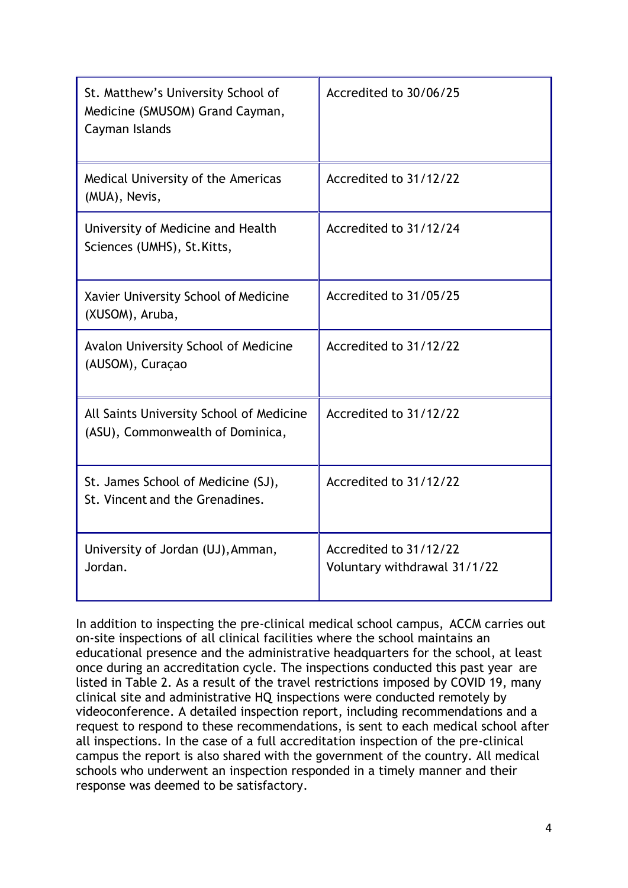| | |
|---|---|
| St. Matthew's University School of Medicine (SMUSOM) Grand Cayman, Cayman Islands | Accredited to 30/06/25 |
| Medical University of the Americas (MUA), Nevis, | Accredited to 31/12/22 |
| University of Medicine and Health Sciences (UMHS), St.Kitts, | Accredited to 31/12/24 |
| Xavier University School of Medicine (XUSOM), Aruba, | Accredited to 31/05/25 |
| Avalon University School of Medicine (AUSOM), Curaçao | Accredited to 31/12/22 |
| All Saints University School of Medicine (ASU), Commonwealth of Dominica, | Accredited to 31/12/22 |
| St. James School of Medicine (SJ), St. Vincent and the Grenadines. | Accredited to 31/12/22 |
| University of Jordan (UJ), Amman, Jordan. | Accredited to 31/12/22<br>Voluntary withdrawal 31/1/22 |

In addition to inspecting the pre-clinical medical school campus, ACCM carries out on-site inspections of all clinical facilities where the school maintains an educational presence and the administrative headquarters for the school, at least once during an accreditation cycle. The inspections conducted this past year are listed in Table 2. As a result of the travel restrictions imposed by COVID 19, many clinical site and administrative HQ inspections were conducted remotely by videoconference. A detailed inspection report, including recommendations and a request to respond to these recommendations, is sent to each medical school after all inspections. In the case of a full accreditation inspection of the pre-clinical campus the report is also shared with the government of the country. All medical schools who underwent an inspection responded in a timely manner and their response was deemed to be satisfactory.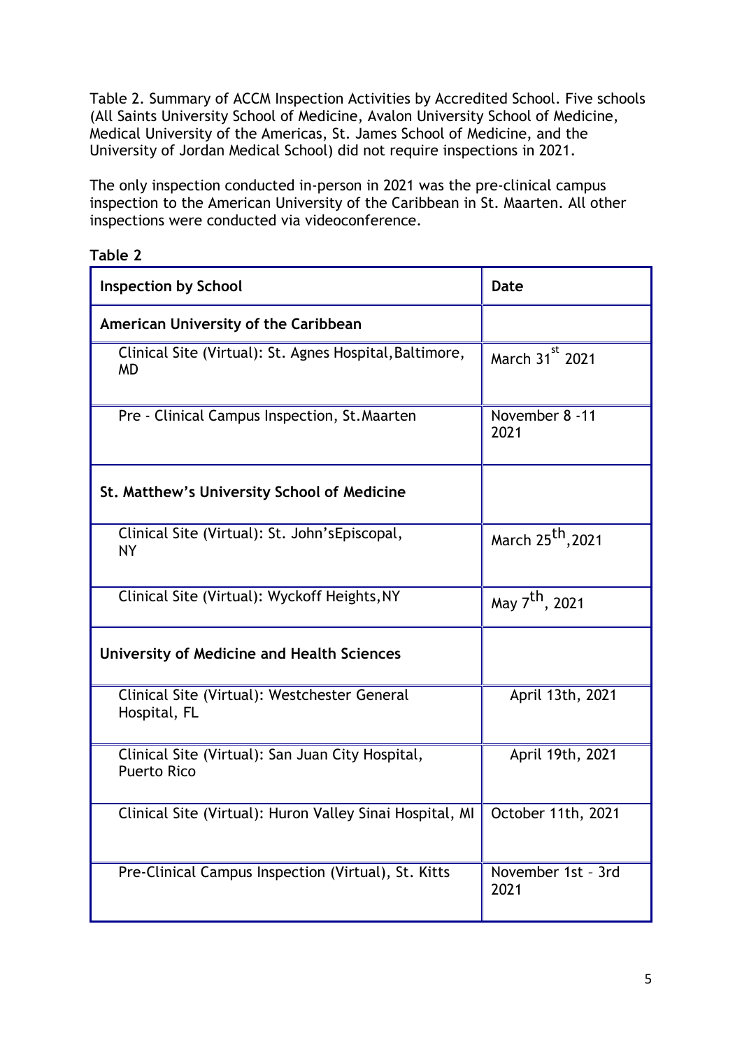Table 2. Summary of ACCM Inspection Activities by Accredited School. Five schools (All Saints University School of Medicine, Avalon University School of Medicine, Medical University of the Americas, St. James School of Medicine, and the University of Jordan Medical School) did not require inspections in 2021.

The only inspection conducted in-person in 2021 was the pre-clinical campus inspection to the American University of the Caribbean in St. Maarten. All other inspections were conducted via videoconference.

**Table 2**

| **Inspection by School** | **Date** |
|---|---|
| **American University of the Caribbean** | |
| Clinical Site (Virtual): St. Agnes Hospital, Baltimore, MD | March 31st 2021 |
| Pre - Clinical Campus Inspection, St. Maarten | November 8 - 11 2021 |
| **St. Matthew's University School of Medicine** | |
| Clinical Site (Virtual): St. John's Episcopal, NY | March 25th, 2021 |
| Clinical Site (Virtual): Wyckoff Heights, NY | May 7th, 2021 |
| **University of Medicine and Health Sciences** | |
| Clinical Site (Virtual): Westchester General Hospital, FL | April 13th, 2021 |
| Clinical Site (Virtual): San Juan City Hospital, Puerto Rico | April 19th, 2021 |
| Clinical Site (Virtual): Huron Valley Sinai Hospital, MI | October 11th, 2021 |
| Pre-Clinical Campus Inspection (Virtual), St. Kitts | November 1st – 3rd 2021 |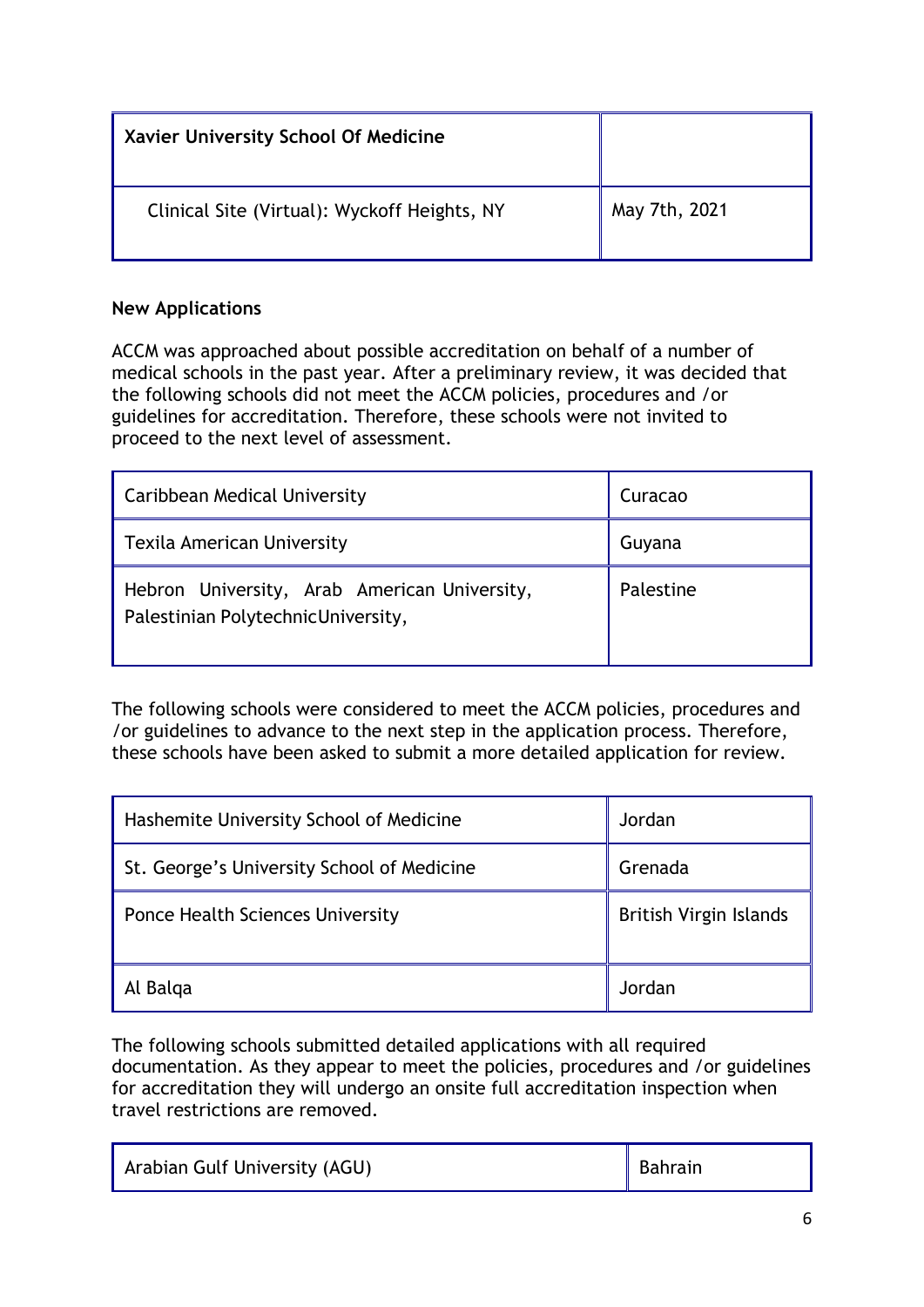| Xavier University School Of Medicine | |
|---|---|
| Clinical Site (Virtual): Wyckoff Heights, NY | May 7th, 2021 |

**New Applications**

ACCM was approached about possible accreditation on behalf of a number of medical schools in the past year. After a preliminary review, it was decided that the following schools did not meet the ACCM policies, procedures and /or guidelines for accreditation. Therefore, these schools were not invited to proceed to the next level of assessment.

| Caribbean Medical University | Curacao |
|---|---|
| Texila American University | Guyana |
| Hebron University, Arab American University, Palestinian PolytechnicUniversity, | Palestine |

The following schools were considered to meet the ACCM policies, procedures and /or guidelines to advance to the next step in the application process. Therefore, these schools have been asked to submit a more detailed application for review.

| Hashemite University School of Medicine | Jordan |
|---|---|
| St. George's University School of Medicine | Grenada |
| Ponce Health Sciences University | British Virgin Islands |
| Al Balqa | Jordan |

The following schools submitted detailed applications with all required documentation. As they appear to meet the policies, procedures and /or guidelines for accreditation they will undergo an onsite full accreditation inspection when travel restrictions are removed.

| Arabian Gulf University (AGU) | Bahrain |
|---|---|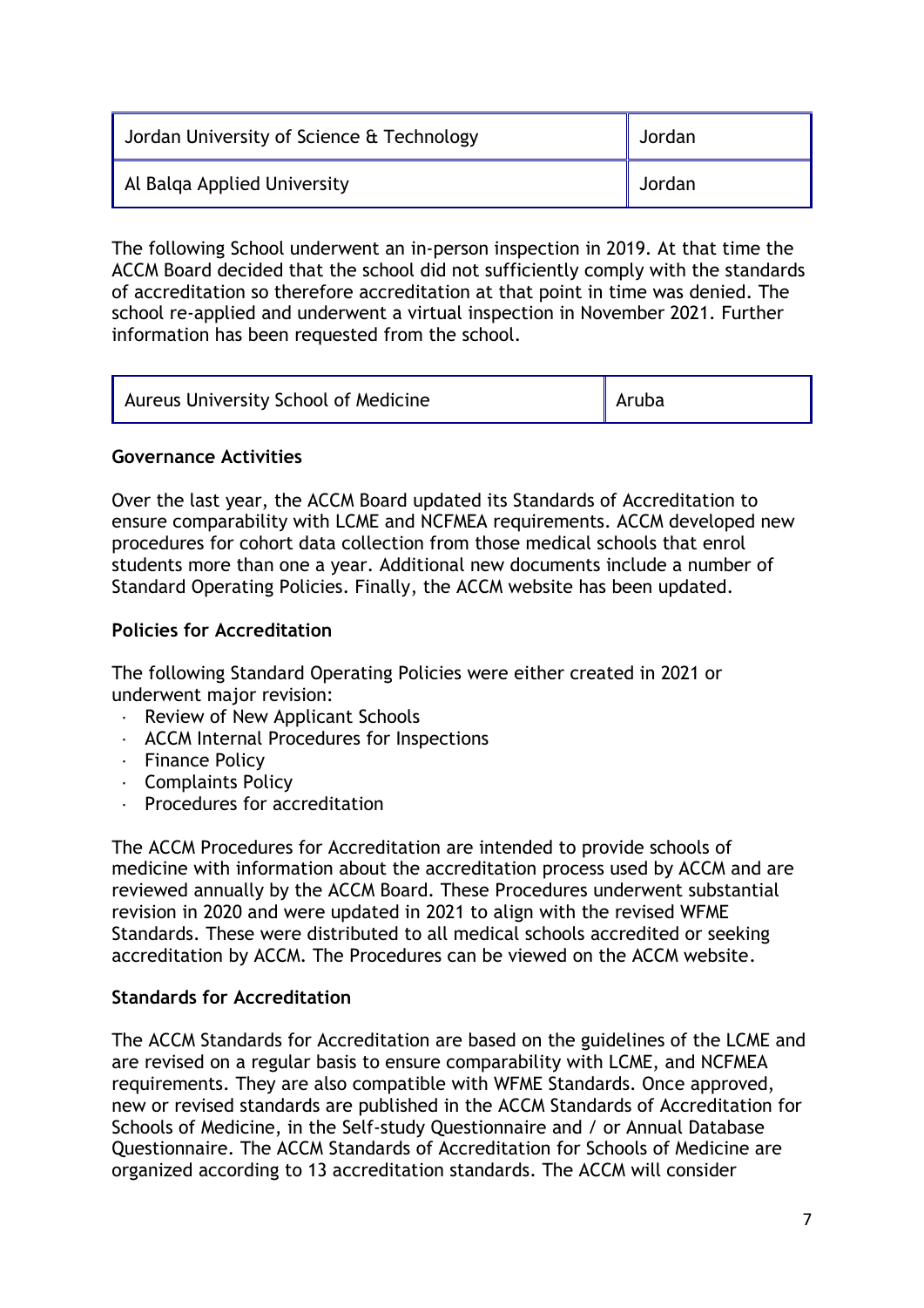| Jordan University of Science & Technology | Jordan |
|---|---|
| Al Balqa Applied University | Jordan |

The following School underwent an in-person inspection in 2019. At that time the ACCM Board decided that the school did not sufficiently comply with the standards of accreditation so therefore accreditation at that point in time was denied. The school re-applied and underwent a virtual inspection in November 2021. Further information has been requested from the school.

| Aureus University School of Medicine | Aruba |
|---|---|

**Governance Activities**

Over the last year, the ACCM Board updated its Standards of Accreditation to ensure comparability with LCME and NCFMEA requirements. ACCM developed new procedures for cohort data collection from those medical schools that enrol students more than one a year. Additional new documents include a number of Standard Operating Policies. Finally, the ACCM website has been updated.

**Policies for Accreditation**

The following Standard Operating Policies were either created in 2021 or underwent major revision:

- Review of New Applicant Schools
- ACCM Internal Procedures for Inspections
- Finance Policy
- Complaints Policy
- Procedures for accreditation

The ACCM Procedures for Accreditation are intended to provide schools of medicine with information about the accreditation process used by ACCM and are reviewed annually by the ACCM Board. These Procedures underwent substantial revision in 2020 and were updated in 2021 to align with the revised WFME Standards. These were distributed to all medical schools accredited or seeking accreditation by ACCM. The Procedures can be viewed on the ACCM website.

**Standards for Accreditation**

The ACCM Standards for Accreditation are based on the guidelines of the LCME and are revised on a regular basis to ensure comparability with LCME, and NCFMEA requirements. They are also compatible with WFME Standards. Once approved, new or revised standards are published in the ACCM Standards of Accreditation for Schools of Medicine, in the Self-study Questionnaire and / or Annual Database Questionnaire. The ACCM Standards of Accreditation for Schools of Medicine are organized according to 13 accreditation standards. The ACCM will consider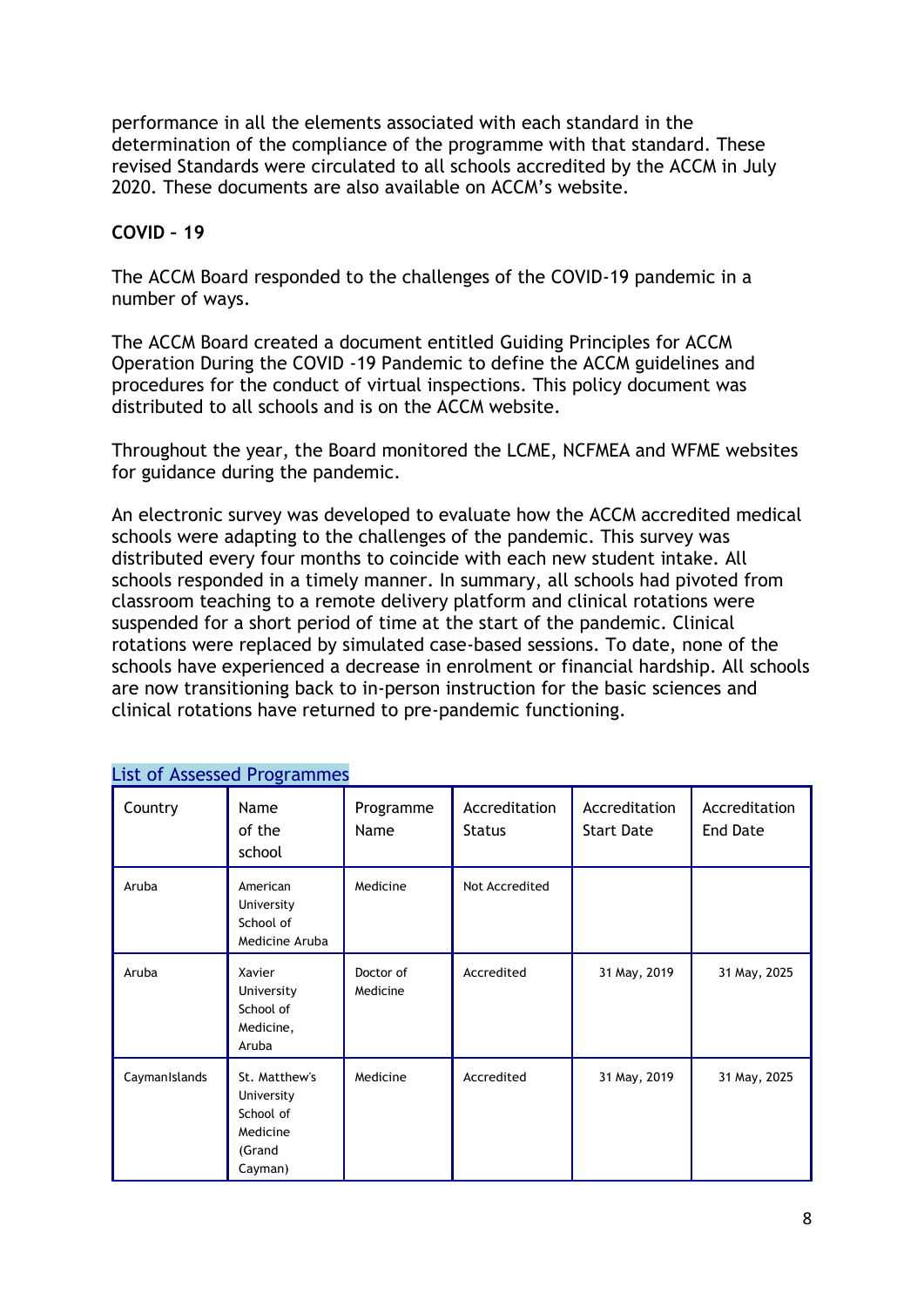performance in all the elements associated with each standard in the determination of the compliance of the programme with that standard. These revised Standards were circulated to all schools accredited by the ACCM in July 2020. These documents are also available on ACCM's website.

**COVID – 19**

The ACCM Board responded to the challenges of the COVID-19 pandemic in a number of ways.

The ACCM Board created a document entitled Guiding Principles for ACCM Operation During the COVID -19 Pandemic to define the ACCM guidelines and procedures for the conduct of virtual inspections. This policy document was distributed to all schools and is on the ACCM website.

Throughout the year, the Board monitored the LCME, NCFMEA and WFME websites for guidance during the pandemic.

An electronic survey was developed to evaluate how the ACCM accredited medical schools were adapting to the challenges of the pandemic. This survey was distributed every four months to coincide with each new student intake. All schools responded in a timely manner. In summary, all schools had pivoted from classroom teaching to a remote delivery platform and clinical rotations were suspended for a short period of time at the start of the pandemic. Clinical rotations were replaced by simulated case-based sessions. To date, none of the schools have experienced a decrease in enrolment or financial hardship. All schools are now transitioning back to in-person instruction for the basic sciences and clinical rotations have returned to pre-pandemic functioning.

List of Assessed Programmes

| Country | Name of the school | Programme Name | Accreditation Status | Accreditation Start Date | Accreditation End Date |
|---|---|---|---|---|---|
| Aruba | American University School of Medicine Aruba | Medicine | Not Accredited | | |
| Aruba | Xavier University School of Medicine, Aruba | Doctor of Medicine | Accredited | 31 May, 2019 | 31 May, 2025 |
| CaymanIslands | St. Matthew's University School of Medicine (Grand Cayman) | Medicine | Accredited | 31 May, 2019 | 31 May, 2025 |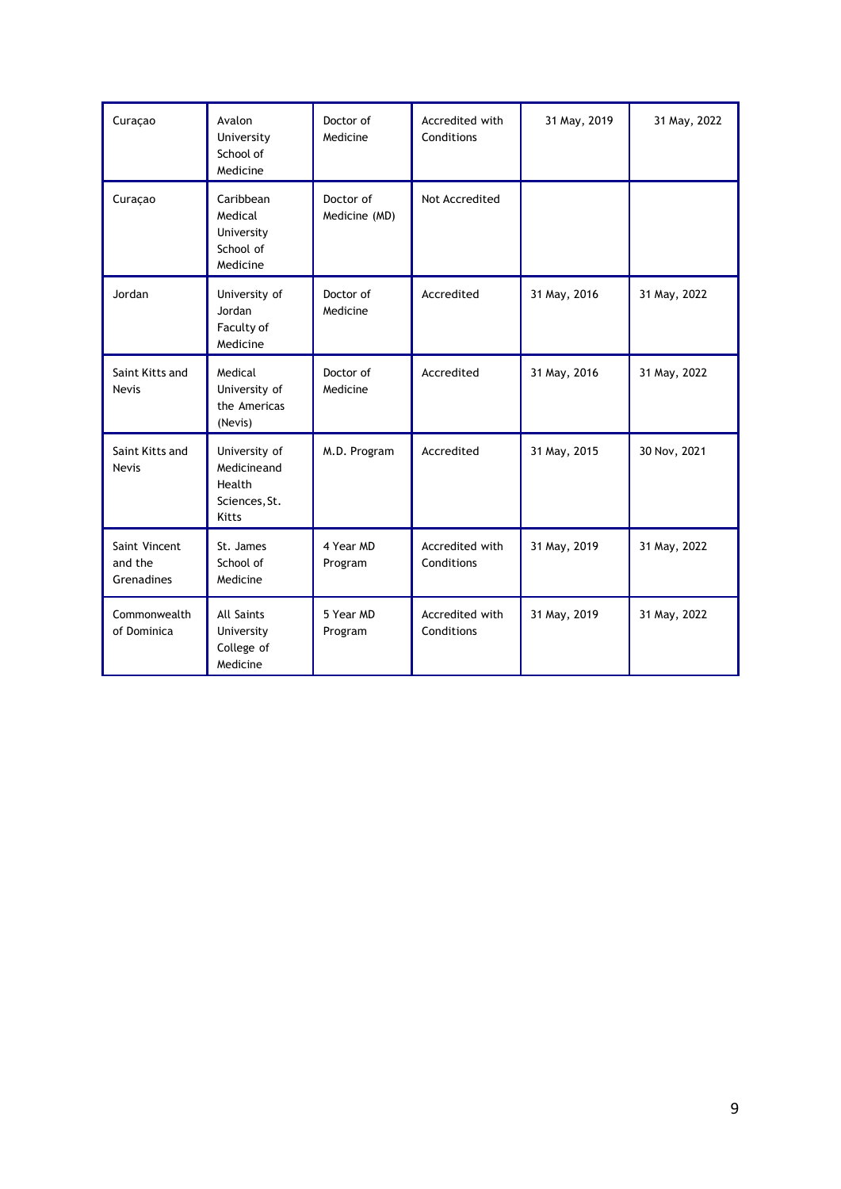| | | | | | |
|---|---|---|---|---|---|
| Curaçao | Avalon University School of Medicine | Doctor of Medicine | Accredited with Conditions | 31 May, 2019 | 31 May, 2022 |
| Curaçao | Caribbean Medical University School of Medicine | Doctor of Medicine (MD) | Not Accredited | | |
| Jordan | University of Jordan Faculty of Medicine | Doctor of Medicine | Accredited | 31 May, 2016 | 31 May, 2022 |
| Saint Kitts and Nevis | Medical University of the Americas (Nevis) | Doctor of Medicine | Accredited | 31 May, 2016 | 31 May, 2022 |
| Saint Kitts and Nevis | University of Medicineand Health Sciences, St. Kitts | M.D. Program | Accredited | 31 May, 2015 | 30 Nov, 2021 |
| Saint Vincent and the Grenadines | St. James School of Medicine | 4 Year MD Program | Accredited with Conditions | 31 May, 2019 | 31 May, 2022 |
| Commonwealth of Dominica | All Saints University College of Medicine | 5 Year MD Program | Accredited with Conditions | 31 May, 2019 | 31 May, 2022 |